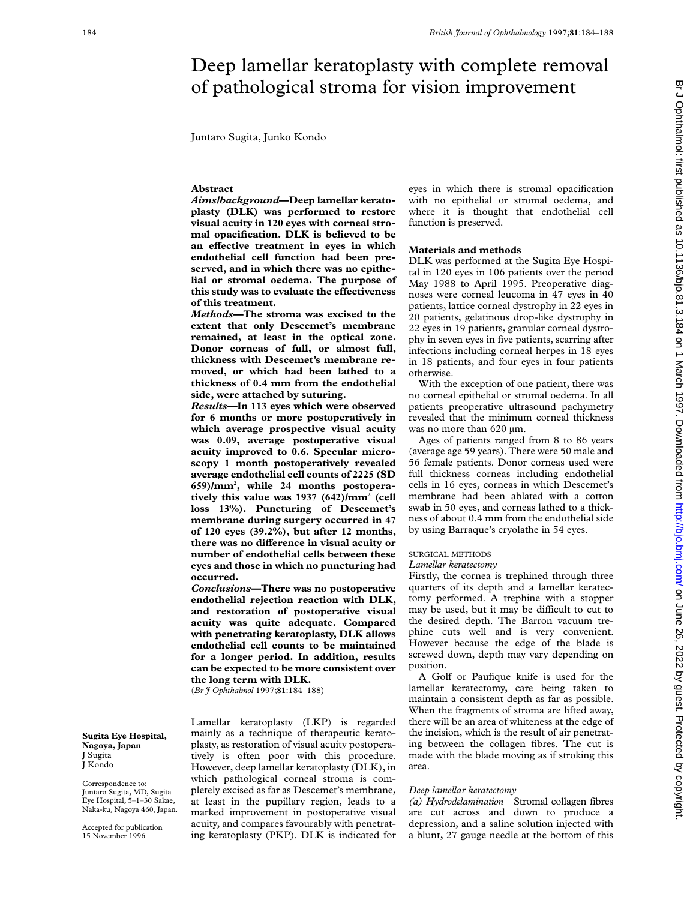# Deep lamellar keratoplasty with complete removal of pathological stroma for vision improvement

Juntaro Sugita, Junko Kondo

## Abstract

***Aims/background*—Deep lamellar keratoplasty (DLK) was performed to restore visual acuity in 120 eyes with corneal stromal opacification. DLK is believed to be an effective treatment in eyes in which endothelial cell function had been preserved, and in which there was no epithelial or stromal oedema. The purpose of this study was to evaluate the effectiveness of this treatment.**

***Methods*—The stroma was excised to the extent that only Descemet's membrane remained, at least in the optical zone. Donor corneas of full, or almost full, thickness with Descemet's membrane removed, or which had been lathed to a thickness of 0.4 mm from the endothelial side, were attached by suturing.**

***Results*—In 113 eyes which were observed for 6 months or more postoperatively in which average prospective visual acuity was 0.09, average postoperative visual acuity improved to 0.6. Specular microscopy 1 month postoperatively revealed average endothelial cell counts of 2225 (SD 659)/mm$^2$, while 24 months postoperatively this value was 1937 (642)/mm$^2$ (cell loss 13%). Puncturing of Descemet's membrane during surgery occurred in 47 of 120 eyes (39.2%), but after 12 months, there was no difference in visual acuity or number of endothelial cells between these eyes and those in which no puncturing had occurred.**

***Conclusions*—There was no postoperative endothelial rejection reaction with DLK, and restoration of postoperative visual acuity was quite adequate. Compared with penetrating keratoplasty, DLK allows endothelial cell counts to be maintained for a longer period. In addition, results can be expected to be more consistent over the long term with DLK.**

(*Br J Ophthalmol* 1997;**81**:184–188)

**Sugita Eye Hospital, Nagoya, Japan**
J Sugita
J Kondo

Correspondence to: Juntaro Sugita, MD, Sugita Eye Hospital, 5–1–30 Sakae, Naka-ku, Nagoya 460, Japan.

Accepted for publication 15 November 1996

Lamellar keratoplasty (LKP) is regarded mainly as a technique of therapeutic keratoplasty, as restoration of visual acuity postoperatively is often poor with this procedure. However, deep lamellar keratoplasty (DLK), in which pathological corneal stroma is completely excised as far as Descemet's membrane, at least in the pupillary region, leads to a marked improvement in postoperative visual acuity, and compares favourably with penetrating keratoplasty (PKP). DLK is indicated for eyes in which there is stromal opacification with no epithelial or stromal oedema, and where it is thought that endothelial cell function is preserved.

## Materials and methods

DLK was performed at the Sugita Eye Hospital in 120 eyes in 106 patients over the period May 1988 to April 1995. Preoperative diagnoses were corneal leucoma in 47 eyes in 40 patients, lattice corneal dystrophy in 22 eyes in 20 patients, gelatinous drop-like dystrophy in 22 eyes in 19 patients, granular corneal dystrophy in seven eyes in five patients, scarring after infections including corneal herpes in 18 eyes in 18 patients, and four eyes in four patients otherwise.

With the exception of one patient, there was no corneal epithelial or stromal oedema. In all patients preoperative ultrasound pachymetry revealed that the minimum corneal thickness was no more than 620 μm.

Ages of patients ranged from 8 to 86 years (average age 59 years). There were 50 male and 56 female patients. Donor corneas used were full thickness corneas including endothelial cells in 16 eyes, corneas in which Descemet's membrane had been ablated with a cotton swab in 50 eyes, and corneas lathed to a thickness of about 0.4 mm from the endothelial side by using Barraque's cryolathe in 54 eyes.

### SURGICAL METHODS

#### *Lamellar keratectomy*

Firstly, the cornea is trephined through three quarters of its depth and a lamellar keratectomy performed. A trephine with a stopper may be used, but it may be difficult to cut to the desired depth. The Barron vacuum trephine cuts well and is very convenient. However because the edge of the blade is screwed down, depth may vary depending on position.

A Golf or Paufique knife is used for the lamellar keratectomy, care being taken to maintain a consistent depth as far as possible. When the fragments of stroma are lifted away, there will be an area of whiteness at the edge of the incision, which is the result of air penetrating between the collagen fibres. The cut is made with the blade moving as if stroking this area.

#### *Deep lamellar keratectomy*

*(a) Hydrodelamination* Stromal collagen fibres are cut across and down to produce a depression, and a saline solution injected with a blunt, 27 gauge needle at the bottom of this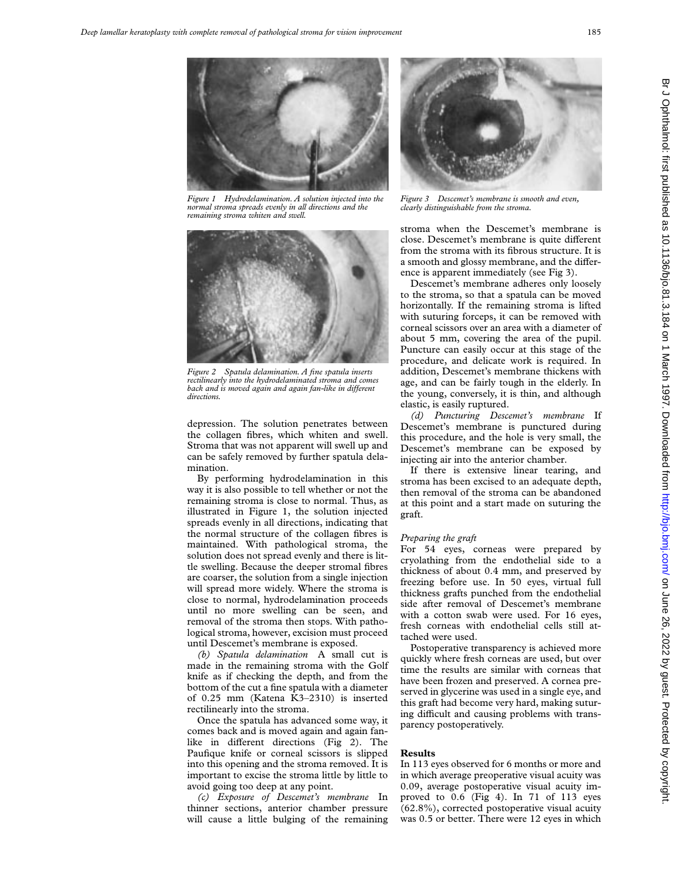Figure 1 Hydrodelamination. A solution injected into the normal stroma spreads evenly in all directions and the remaining stroma whiten and swell.

Figure 2 Spatula delamination. A fine spatula inserts rectilinearly into the hydrodelaminated stroma and comes back and is moved again and again fan-like in different directions.

depression. The solution penetrates between the collagen fibres, which whiten and swell. Stroma that was not apparent will swell up and can be safely removed by further spatula delamination.

By performing hydrodelamination in this way it is also possible to tell whether or not the remaining stroma is close to normal. Thus, as illustrated in Figure 1, the solution injected spreads evenly in all directions, indicating that the normal structure of the collagen fibres is maintained. With pathological stroma, the solution does not spread evenly and there is little swelling. Because the deeper stromal fibres are coarser, the solution from a single injection will spread more widely. Where the stroma is close to normal, hydrodelamination proceeds until no more swelling can be seen, and removal of the stroma then stops. With pathological stroma, however, excision must proceed until Descemet's membrane is exposed.

*(b) Spatula delamination* A small cut is made in the remaining stroma with the Golf knife as if checking the depth, and from the bottom of the cut a fine spatula with a diameter of 0.25 mm (Katena K3–2310) is inserted rectilinearly into the stroma.

Once the spatula has advanced some way, it comes back and is moved again and again fan-like in different directions (Fig 2). The Paufique knife or corneal scissors is slipped into this opening and the stroma removed. It is important to excise the stroma little by little to avoid going too deep at any point.

*(c) Exposure of Descemet's membrane* In thinner sections, anterior chamber pressure will cause a little bulging of the remaining stroma when the Descemet's membrane is close. Descemet's membrane is quite different from the stroma with its fibrous structure. It is a smooth and glossy membrane, and the difference is apparent immediately (see Fig 3).

Figure 3 Descemet's membrane is smooth and even, clearly distinguishable from the stroma.

Descemet's membrane adheres only loosely to the stroma, so that a spatula can be moved horizontally. If the remaining stroma is lifted with suturing forceps, it can be removed with corneal scissors over an area with a diameter of about 5 mm, covering the area of the pupil. Puncture can easily occur at this stage of the procedure, and delicate work is required. In addition, Descemet's membrane thickens with age, and can be fairly tough in the elderly. In the young, conversely, it is thin, and although elastic, is easily ruptured.

*(d) Puncturing Descemet's membrane* If Descemet's membrane is punctured during this procedure, and the hole is very small, the Descemet's membrane can be exposed by injecting air into the anterior chamber.

If there is extensive linear tearing, and stroma has been excised to an adequate depth, then removal of the stroma can be abandoned at this point and a start made on suturing the graft.

*Preparing the graft*

For 54 eyes, corneas were prepared by cryolathing from the endothelial side to a thickness of about 0.4 mm, and preserved by freezing before use. In 50 eyes, virtual full thickness grafts punched from the endothelial side after removal of Descemet's membrane with a cotton swab were used. For 16 eyes, fresh corneas with endothelial cells still attached were used.

Postoperative transparency is achieved more quickly where fresh corneas are used, but over time the results are similar with corneas that have been frozen and preserved. A cornea preserved in glycerine was used in a single eye, and this graft had become very hard, making suturing difficult and causing problems with transparency postoperatively.

## Results

In 113 eyes observed for 6 months or more and in which average preoperative visual acuity was 0.09, average postoperative visual acuity improved to 0.6 (Fig 4). In 71 of 113 eyes (62.8%), corrected postoperative visual acuity was 0.5 or better. There were 12 eyes in which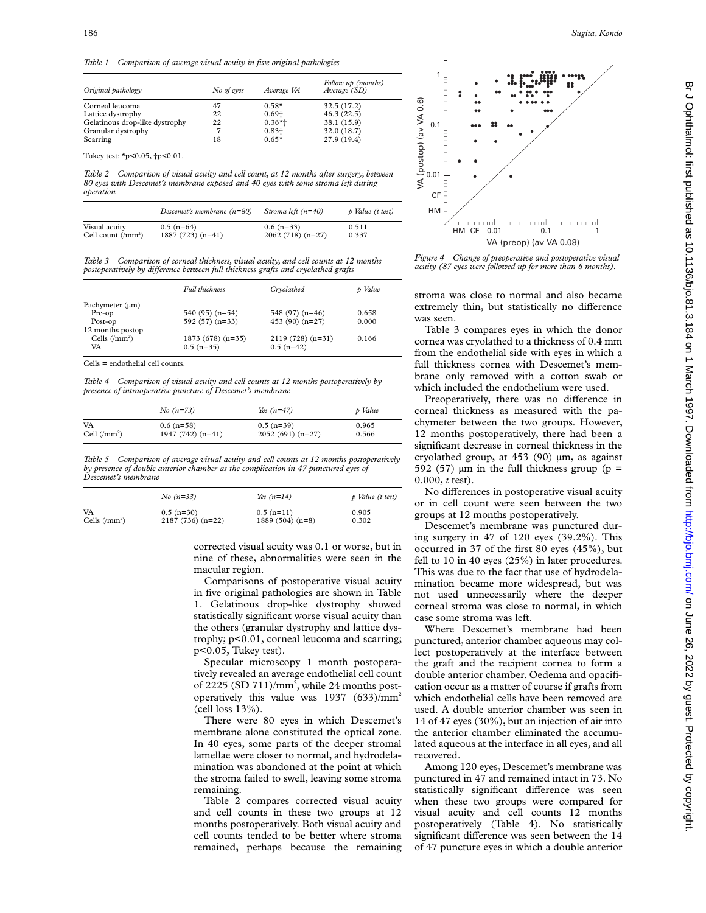*Table 1 Comparison of average visual acuity in five original pathologies*

| Original pathology | No of eyes | Average VA | Follow up (months) Average (SD) |
|---|---|---|---|
| Corneal leucoma | 47 | 0.58* | 32.5 (17.2) |
| Lattice dystrophy | 22 | 0.69† | 46.3 (22.5) |
| Gelatinous drop-like dystrophy | 22 | 0.36*† | 38.1 (15.9) |
| Granular dystrophy | 7 | 0.83† | 32.0 (18.7) |
| Scarring | 18 | 0.65* | 27.9 (19.4) |

Tukey test: *p<0.05, †p<0.01.

*Table 2 Comparison of visual acuity and cell count, at 12 months after surgery, between 80 eyes with Descemet's membrane exposed and 40 eyes with some stroma left during operation*

| | Descemet's membrane (n=80) | Stroma left (n=40) | p Value (t test) |
|---|---|---|---|
| Visual acuity | 0.5 (n=64) | 0.6 (n=33) | 0.511 |
| Cell count (/mm²) | 1887 (723) (n=41) | 2062 (718) (n=27) | 0.337 |

*Table 3 Comparison of corneal thickness, visual acuity, and cell counts at 12 months postoperatively by difference between full thickness grafts and cryolathed grafts*

| | Full thickness | Cryolathed | p Value |
|---|---|---|---|
| Pachymeter (µm) | | | |
| Pre-op | 540 (95) (n=54) | 548 (97) (n=46) | 0.658 |
| Post-op | 592 (57) (n=33) | 453 (90) (n=27) | 0.000 |
| 12 months postop | | | |
| Cells (/mm²) | 1873 (678) (n=35) | 2119 (728) (n=31) | 0.166 |
| VA | 0.5 (n=35) | 0.5 (n=42) | |

Cells = endothelial cell counts.

*Table 4 Comparison of visual acuity and cell counts at 12 months postoperatively by presence of intraoperative puncture of Descemet's membrane*

| | No (n=73) | Yes (n=47) | p Value |
|---|---|---|---|
| VA | 0.6 (n=58) | 0.5 (n=39) | 0.965 |
| Cell (/mm²) | 1947 (742) (n=41) | 2052 (691) (n=27) | 0.566 |

*Table 5 Comparison of average visual acuity and cell counts at 12 months postoperatively by presence of double anterior chamber as the complication in 47 punctured eyes of Descemet's membrane*

| | No (n=33) | Yes (n=14) | p Value (t test) |
|---|---|---|---|
| VA | 0.5 (n=30) | 0.5 (n=11) | 0.905 |
| Cells (/mm²) | 2187 (736) (n=22) | 1889 (504) (n=8) | 0.302 |

corrected visual acuity was 0.1 or worse, but in nine of these, abnormalities were seen in the macular region.

Comparisons of postoperative visual acuity in five original pathologies are shown in Table 1. Gelatinous drop-like dystrophy showed statistically significant worse visual acuity than the others (granular dystrophy and lattice dystrophy; p<0.01, corneal leucoma and scarring; p<0.05, Tukey test).

Specular microscopy 1 month postoperatively revealed an average endothelial cell count of 2225 (SD 711)/mm², while 24 months postoperatively this value was 1937 (633)/mm² (cell loss 13%).

There were 80 eyes in which Descemet's membrane alone constituted the optical zone. In 40 eyes, some parts of the deeper stromal lamellae were closer to normal, and hydrodelamination was abandoned at the point at which the stroma failed to swell, leaving some stroma remaining.

Table 2 compares corrected visual acuity and cell counts in these two groups at 12 months postoperatively. Both visual acuity and cell counts tended to be better where stroma remained, perhaps because the remaining

*Figure 4 Change of preoperative and postoperative visual acuity (87 eyes were followed up for more than 6 months).*

stroma was close to normal and also became extremely thin, but statistically no difference was seen.

Table 3 compares eyes in which the donor cornea was cryolathed to a thickness of 0.4 mm from the endothelial side with eyes in which a full thickness cornea with Descemet's membrane only removed with a cotton swab or which included the endothelium were used.

Preoperatively, there was no difference in corneal thickness as measured with the pachymeter between the two groups. However, 12 months postoperatively, there had been a significant decrease in corneal thickness in the cryolathed group, at 453 (90) µm, as against 592 (57) µm in the full thickness group (p = 0.000, *t* test).

No differences in postoperative visual acuity or in cell count were seen between the two groups at 12 months postoperatively.

Descemet's membrane was punctured during surgery in 47 of 120 eyes (39.2%). This occurred in 37 of the first 80 eyes (45%), but fell to 10 in 40 eyes (25%) in later procedures. This was due to the fact that use of hydrodelamination became more widespread, but was not used unnecessarily where the deeper corneal stroma was close to normal, in which case some stroma was left.

Where Descemet's membrane had been punctured, anterior chamber aqueous may collect postoperatively at the interface between the graft and the recipient cornea to form a double anterior chamber. Oedema and opacification occur as a matter of course if grafts from which endothelial cells have been removed are used. A double anterior chamber was seen in 14 of 47 eyes (30%), but an injection of air into the anterior chamber eliminated the accumulated aqueous at the interface in all eyes, and all recovered.

Among 120 eyes, Descemet's membrane was punctured in 47 and remained intact in 73. No statistically significant difference was seen when these two groups were compared for visual acuity and cell counts 12 months postoperatively (Table 4). No statistically significant difference was seen between the 14 of 47 puncture eyes in which a double anterior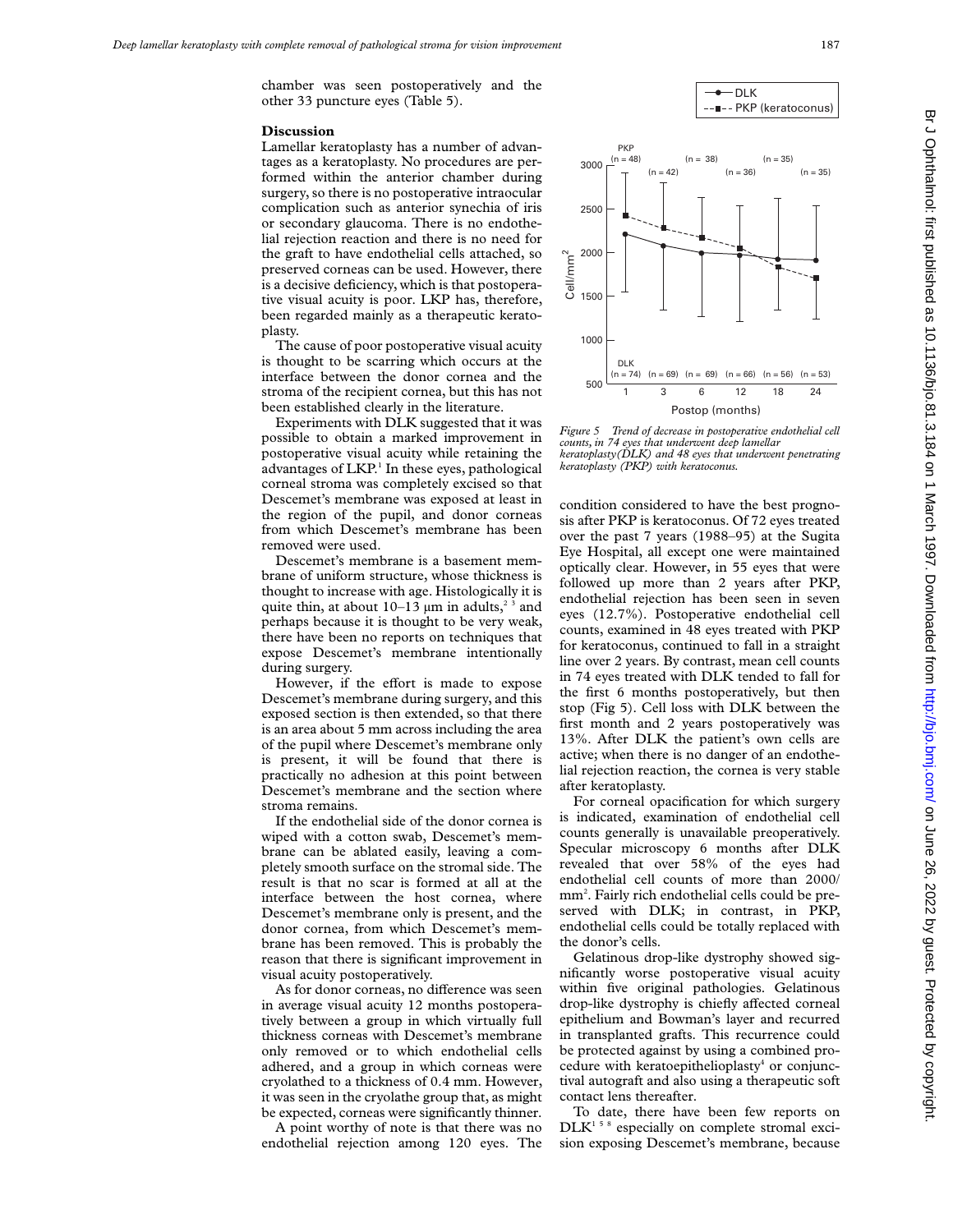chamber was seen postoperatively and the other 33 puncture eyes (Table 5).

## Discussion

Lamellar keratoplasty has a number of advantages as a keratoplasty. No procedures are performed within the anterior chamber during surgery, so there is no postoperative intraocular complication such as anterior synechia of iris or secondary glaucoma. There is no endothelial rejection reaction and there is no need for the graft to have endothelial cells attached, so preserved corneas can be used. However, there is a decisive deficiency, which is that postoperative visual acuity is poor. LKP has, therefore, been regarded mainly as a therapeutic keratoplasty.

The cause of poor postoperative visual acuity is thought to be scarring which occurs at the interface between the donor cornea and the stroma of the recipient cornea, but this has not been established clearly in the literature.

Experiments with DLK suggested that it was possible to obtain a marked improvement in postoperative visual acuity while retaining the advantages of LKP.[1] In these eyes, pathological corneal stroma was completely excised so that Descemet's membrane was exposed at least in the region of the pupil, and donor corneas from which Descemet's membrane has been removed were used.

Descemet's membrane is a basement membrane of uniform structure, whose thickness is thought to increase with age. Histologically it is quite thin, at about 10–13 μm in adults,[2,3] and perhaps because it is thought to be very weak, there have been no reports on techniques that expose Descemet's membrane intentionally during surgery.

However, if the effort is made to expose Descemet's membrane during surgery, and this exposed section is then extended, so that there is an area about 5 mm across including the area of the pupil where Descemet's membrane only is present, it will be found that there is practically no adhesion at this point between Descemet's membrane and the section where stroma remains.

If the endothelial side of the donor cornea is wiped with a cotton swab, Descemet's membrane can be ablated easily, leaving a completely smooth surface on the stromal side. The result is that no scar is formed at all at the interface between the host cornea, where Descemet's membrane only is present, and the donor cornea, from which Descemet's membrane has been removed. This is probably the reason that there is significant improvement in visual acuity postoperatively.

As for donor corneas, no difference was seen in average visual acuity 12 months postoperatively between a group in which virtually full thickness corneas with Descemet's membrane only removed or to which endothelial cells adhered, and a group in which corneas were cryolathed to a thickness of 0.4 mm. However, it was seen in the cryolathe group that, as might be expected, corneas were significantly thinner.

A point worthy of note is that there was no endothelial rejection among 120 eyes. The condition considered to have the best prognosis after PKP is keratoconus. Of 72 eyes treated over the past 7 years (1988–95) at the Sugita Eye Hospital, all except one were maintained optically clear. However, in 55 eyes that were followed up more than 2 years after PKP, endothelial rejection has been seen in seven eyes (12.7%). Postoperative endothelial cell counts, examined in 48 eyes treated with PKP for keratoconus, continued to fall in a straight line over 2 years. By contrast, mean cell counts in 74 eyes treated with DLK tended to fall for the first 6 months postoperatively, but then stop (Fig 5). Cell loss with DLK between the first month and 2 years postoperatively was 13%. After DLK the patient's own cells are active; when there is no danger of an endothelial rejection reaction, the cornea is very stable after keratoplasty.

*Figure 5 Trend of decrease in postoperative endothelial cell counts, in 74 eyes that underwent deep lamellar keratoplasty(DLK) and 48 eyes that underwent penetrating keratoplasty (PKP) with keratoconus.*

For corneal opacification for which surgery is indicated, examination of endothelial cell counts generally is unavailable preoperatively. Specular microscopy 6 months after DLK revealed that over 58% of the eyes had endothelial cell counts of more than 2000/mm². Fairly rich endothelial cells could be preserved with DLK; in contrast, in PKP, endothelial cells could be totally replaced with the donor's cells.

Gelatinous drop-like dystrophy showed significantly worse postoperative visual acuity within five original pathologies. Gelatinous drop-like dystrophy is chiefly affected corneal epithelium and Bowman's layer and recurred in transplanted grafts. This recurrence could be protected against by using a combined procedure with keratoepithelioplasty[4] or conjunctival autograft and also using a therapeutic soft contact lens thereafter.

To date, there have been few reports on DLK[1,5,8] especially on complete stromal excision exposing Descemet's membrane, because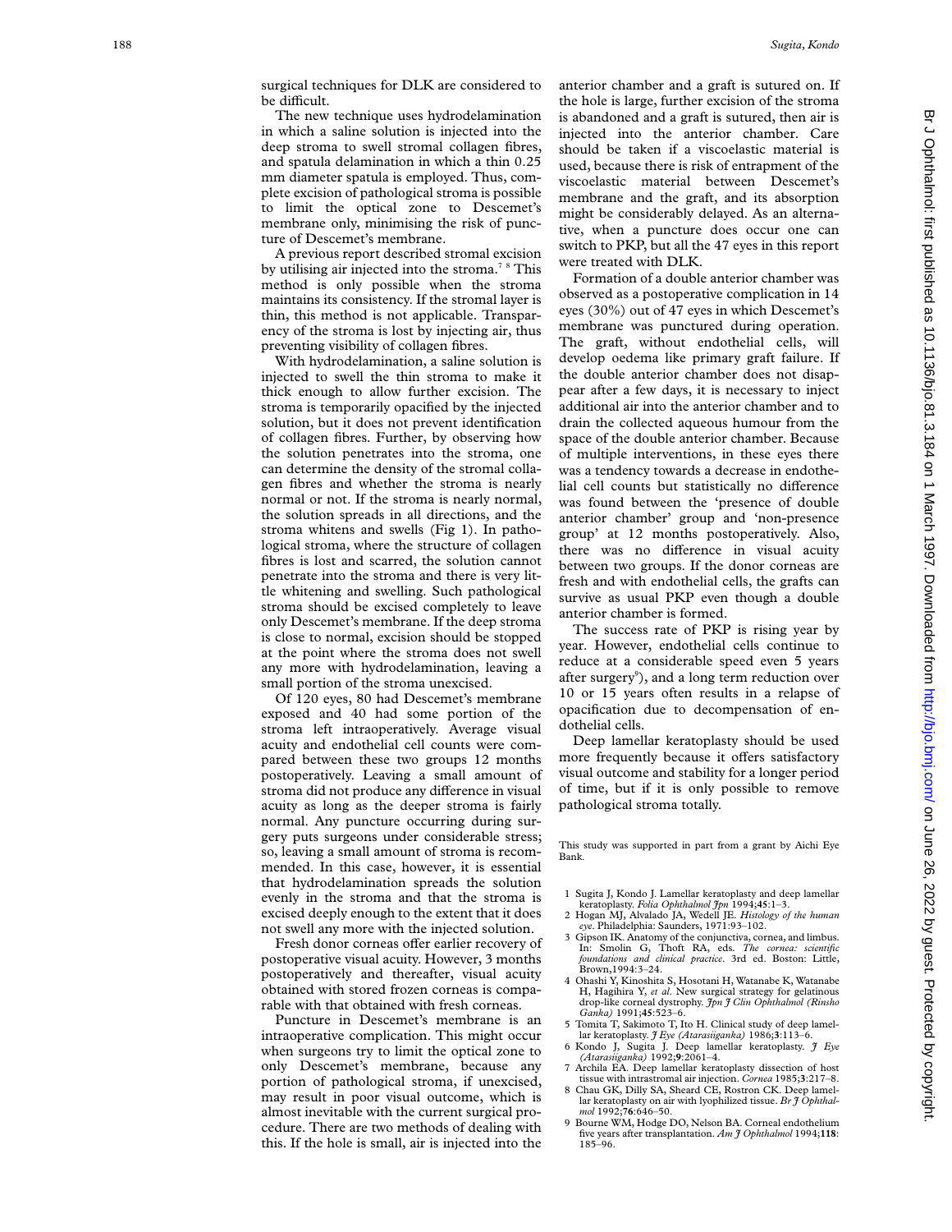surgical techniques for DLK are considered to be difficult.

The new technique uses hydrodelamination in which a saline solution is injected into the deep stroma to swell stromal collagen fibres, and spatula delamination in which a thin 0.25 mm diameter spatula is employed. Thus, complete excision of pathological stroma is possible to limit the optical zone to Descemet's membrane only, minimising the risk of puncture of Descemet's membrane.

A previous report described stromal excision by utilising air injected into the stroma.[7 8] This method is only possible when the stroma maintains its consistency. If the stromal layer is thin, this method is not applicable. Transparency of the stroma is lost by injecting air, thus preventing visibility of collagen fibres.

With hydrodelamination, a saline solution is injected to swell the thin stroma to make it thick enough to allow further excision. The stroma is temporarily opacified by the injected solution, but it does not prevent identification of collagen fibres. Further, by observing how the solution penetrates into the stroma, one can determine the density of the stromal collagen fibres and whether the stroma is nearly normal or not. If the stroma is nearly normal, the solution spreads in all directions, and the stroma whitens and swells (Fig 1). In pathological stroma, where the structure of collagen fibres is lost and scarred, the solution cannot penetrate into the stroma and there is very little whitening and swelling. Such pathological stroma should be excised completely to leave only Descemet's membrane. If the deep stroma is close to normal, excision should be stopped at the point where the stroma does not swell any more with hydrodelamination, leaving a small portion of the stroma unexcised.

Of 120 eyes, 80 had Descemet's membrane exposed and 40 had some portion of the stroma left intraoperatively. Average visual acuity and endothelial cell counts were compared between these two groups 12 months postoperatively. Leaving a small amount of stroma did not produce any difference in visual acuity as long as the deeper stroma is fairly normal. Any puncture occurring during surgery puts surgeons under considerable stress; so, leaving a small amount of stroma is recommended. In this case, however, it is essential that hydrodelamination spreads the solution evenly in the stroma and that the stroma is excised deeply enough to the extent that it does not swell any more with the injected solution.

Fresh donor corneas offer earlier recovery of postoperative visual acuity. However, 3 months postoperatively and thereafter, visual acuity obtained with stored frozen corneas is comparable with that obtained with fresh corneas.

Puncture in Descemet's membrane is an intraoperative complication. This might occur when surgeons try to limit the optical zone to only Descemet's membrane, because any portion of pathological stroma, if unexcised, may result in poor visual outcome, which is almost inevitable with the current surgical procedure. There are two methods of dealing with this. If the hole is small, air is injected into the anterior chamber and a graft is sutured on. If the hole is large, further excision of the stroma is abandoned and a graft is sutured, then air is injected into the anterior chamber. Care should be taken if a viscoelastic material is used, because there is risk of entrapment of the viscoelastic material between Descemet's membrane and the graft, and its absorption might be considerably delayed. As an alternative, when a puncture does occur one can switch to PKP, but all the 47 eyes in this report were treated with DLK.

Formation of a double anterior chamber was observed as a postoperative complication in 14 eyes (30%) out of 47 eyes in which Descemet's membrane was punctured during operation. The graft, without endothelial cells, will develop oedema like primary graft failure. If the double anterior chamber does not disappear after a few days, it is necessary to inject additional air into the anterior chamber and to drain the collected aqueous humour from the space of the double anterior chamber. Because of multiple interventions, in these eyes there was a tendency towards a decrease in endothelial cell counts but statistically no difference was found between the 'presence of double anterior chamber' group and 'non-presence group' at 12 months postoperatively. Also, there was no difference in visual acuity between two groups. If the donor corneas are fresh and with endothelial cells, the grafts can survive as usual PKP even though a double anterior chamber is formed.

The success rate of PKP is rising year by year. However, endothelial cells continue to reduce at a considerable speed even 5 years after surgery[9]), and a long term reduction over 10 or 15 years often results in a relapse of opacification due to decompensation of endothelial cells.

Deep lamellar keratoplasty should be used more frequently because it offers satisfactory visual outcome and stability for a longer period of time, but if it is only possible to remove pathological stroma totally.

This study was supported in part from a grant by Aichi Eye Bank.

1. Sugita J, Kondo J. Lamellar keratoplasty and deep lamellar keratoplasty. *Folia Ophthalmol Jpn* 1994;**45**:1–3.
2. Hogan MJ, Alvalado JA, Wedell JE. *Histology of the human eye*. Philadelphia: Saunders, 1971:93–102.
3. Gipson IK. Anatomy of the conjunctiva, cornea, and limbus. In: Smolin G, Thoft RA, eds. *The cornea: scientific foundations and clinical practice*. 3rd ed. Boston: Little, Brown,1994:3–24.
4. Ohashi Y, Kinoshita S, Hosotani H, Watanabe K, Watanabe H, Hagihira Y, *et al*. New surgical strategy for gelatinous drop-like corneal dystrophy. *Jpn J Clin Ophthalmol (Rinsho Ganka)* 1991;**45**:523–6.
5. Tomita T, Sakimoto T, Ito H. Clinical study of deep lamellar keratoplasty. *J Eye (Atarasiiganka)* 1986;**3**:113–6.
6. Kondo J, Sugita J. Deep lamellar keratoplasty. *J Eye (Atarasiiganka)* 1992;**9**:2061–4.
7. Archila EA. Deep lamellar keratoplasty dissection of host tissue with intrastromal air injection. *Cornea* 1985;**3**:217–8.
8. Chau GK, Dilly SA, Sheard CE, Rostron CK. Deep lamellar keratoplasty on air with lyophilized tissue. *Br J Ophthalmol* 1992;**76**:646–50.
9. Bourne WM, Hodge DO, Nelson BA. Corneal endothelium five years after transplantation. *Am J Ophthalmol* 1994;**118**: 185–96.